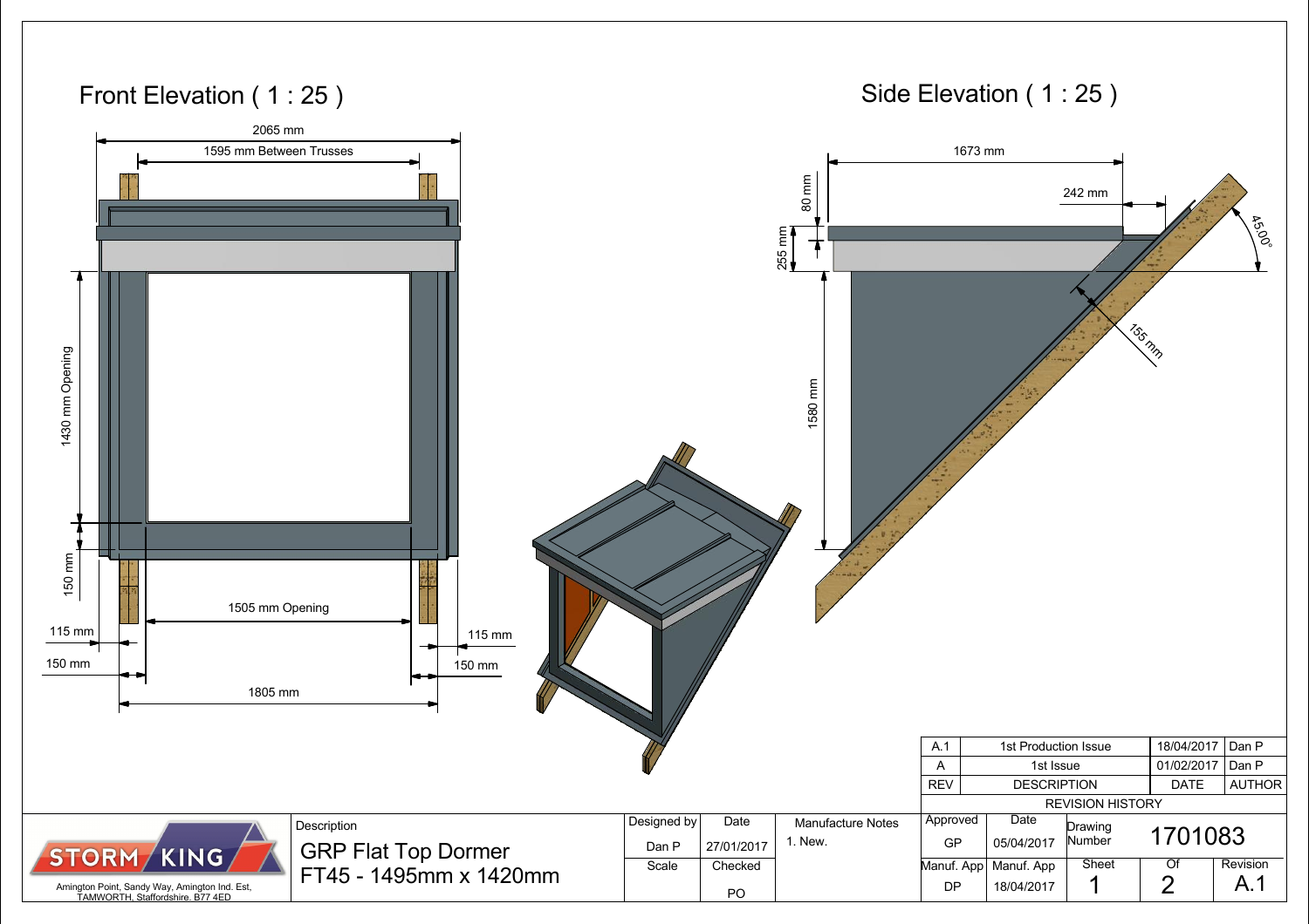## Front Elevation ( 1 : 25 )

2065 mm

1595 mm Between Trusses

1430 mm Opening

150 mm

1505 mm Opening

115 mm

150 mm

115 mm

150 mm

1805 mm

## Side Elevation ( 1 : 25 )

1673 mm

242 mm

80 mm

255 mm

45.00°

155 mm

1580 mm

| A.1 | 1st Production Issue | 18/04/2017 | Dan P |
|---|---|---|---|
| A | 1st Issue | 01/02/2017 | Dan P |
| REV | DESCRIPTION | DATE | AUTHOR |

REVISION HISTORY

STORM KING

Amington Point, Sandy Way, Amington Ind. Est, TAMWORTH, Staffordshire. B77 4ED

| Description | Designed by | Date | Manufacture Notes | Approved | Date | Drawing Number | | |
|---|---|---|---|---|---|---|---|---|
| GRP Flat Top Dormer FT45 - 1495mm x 1420mm | Dan P | 27/01/2017 | 1. New. | GP | 05/04/2017 | 1701083 | | |
| | Scale | Checked | | Manuf. App | Manuf. App | Sheet | Of | Revision |
| | | PO | | DP | 18/04/2017 | 1 | 2 | A.1 |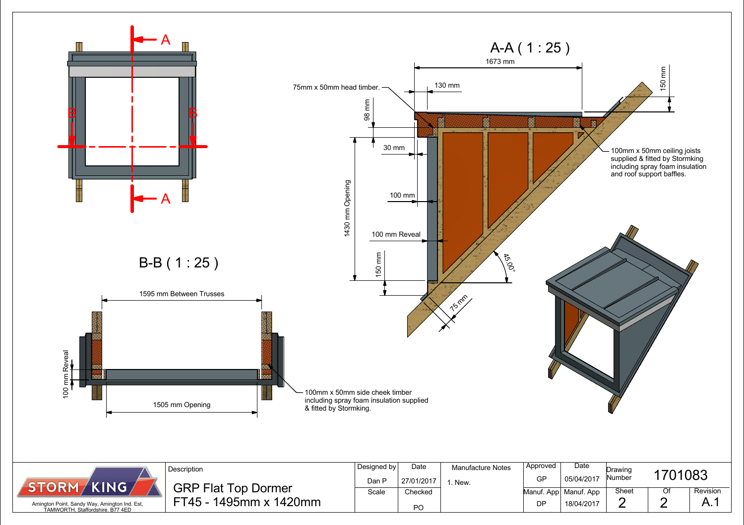## A-A ( 1 : 25 )

1673 mm

130 mm

150 mm

75mm x 50mm head timber.

98 mm

30 mm

100mm x 50mm ceiling joists supplied & fitted by Stormking including spray foam insulation and roof support baffles.

1430 mm Opening

100 mm

100 mm Reveal

150 mm

45.00°

75 mm

## B-B ( 1 : 25 )

1595 mm Between Trusses

100 mm Reveal

1505 mm Opening

100mm x 50mm side cheek timber including spray foam insulation supplied & fitted by Stormking.

STORM KING

Amington Point, Sandy Way, Amington Ind. Est, TAMWORTH, Staffordshire. B77 4ED

| Description | Designed by | Date | Manufacture Notes | Approved | Date | Drawing Number | 1701083 | |
|---|---|---|---|---|---|---|---|---|
| GRP Flat Top Dormer FT45 - 1495mm x 1420mm | Dan P | 27/01/2017 | 1. New. | GP | 05/04/2017 | | | |
| | Scale | Checked | | Manuf. App | Manuf. App | Sheet | Of | Revision |
| | | PO | | DP | 18/04/2017 | 2 | 2 | A.1 |